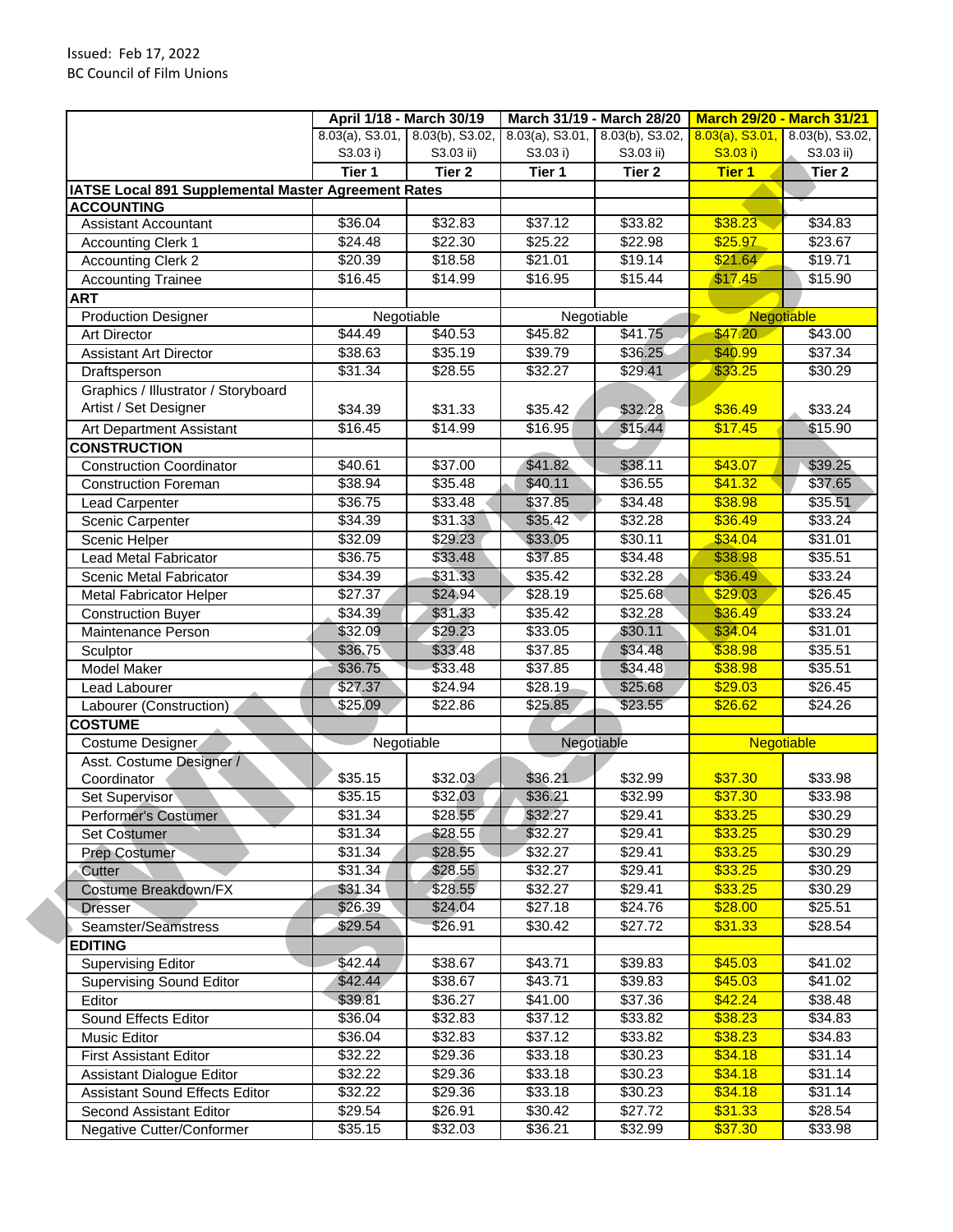Issued: Feb 17, 2022
BC Council of Film Unions

| | April 1/18 - March 30/19 | | March 31/19 - March 28/20 | | March 29/20 - March 31/21 | |
|---|---|---|---|---|---|---|
| | 8.03(a), S3.01, S3.03 i) | 8.03(b), S3.02, S3.03 ii) | 8.03(a), S3.01, S3.03 i) | 8.03(b), S3.02, S3.03 ii) | 8.03(a), S3.01, S3.03 i) | 8.03(b), S3.02, S3.03 ii) |
| | Tier 1 | Tier 2 | Tier 1 | Tier 2 | Tier 1 | Tier 2 |
| **IATSE Local 891 Supplemental Master Agreement Rates** | | | | | | |
| **ACCOUNTING** | | | | | | |
| Assistant Accountant | $36.04 | $32.83 | $37.12 | $33.82 | $38.23 | $34.83 |
| Accounting Clerk 1 | $24.48 | $22.30 | $25.22 | $22.98 | $25.97 | $23.67 |
| Accounting Clerk 2 | $20.39 | $18.58 | $21.01 | $19.14 | $21.64 | $19.71 |
| Accounting Trainee | $16.45 | $14.99 | $16.95 | $15.44 | $17.45 | $15.90 |
| **ART** | | | | | | |
| Production Designer | Negotiable | | Negotiable | | Negotiable | |
| Art Director | $44.49 | $40.53 | $45.82 | $41.75 | $47.20 | $43.00 |
| Assistant Art Director | $38.63 | $35.19 | $39.79 | $36.25 | $40.99 | $37.34 |
| Draftsperson | $31.34 | $28.55 | $32.27 | $29.41 | $33.25 | $30.29 |
| Graphics / Illustrator / Storyboard Artist / Set Designer | $34.39 | $31.33 | $35.42 | $32.28 | $36.49 | $33.24 |
| Art Department Assistant | $16.45 | $14.99 | $16.95 | $15.44 | $17.45 | $15.90 |
| **CONSTRUCTION** | | | | | | |
| Construction Coordinator | $40.61 | $37.00 | $41.82 | $38.11 | $43.07 | $39.25 |
| Construction Foreman | $38.94 | $35.48 | $40.11 | $36.55 | $41.32 | $37.65 |
| Lead Carpenter | $36.75 | $33.48 | $37.85 | $34.48 | $38.98 | $35.51 |
| Scenic Carpenter | $34.39 | $31.33 | $35.42 | $32.28 | $36.49 | $33.24 |
| Scenic Helper | $32.09 | $29.23 | $33.05 | $30.11 | $34.04 | $31.01 |
| Lead Metal Fabricator | $36.75 | $33.48 | $37.85 | $34.48 | $38.98 | $35.51 |
| Scenic Metal Fabricator | $34.39 | $31.33 | $35.42 | $32.28 | $36.49 | $33.24 |
| Metal Fabricator Helper | $27.37 | $24.94 | $28.19 | $25.68 | $29.03 | $26.45 |
| Construction Buyer | $34.39 | $31.33 | $35.42 | $32.28 | $36.49 | $33.24 |
| Maintenance Person | $32.09 | $29.23 | $33.05 | $30.11 | $34.04 | $31.01 |
| Sculptor | $36.75 | $33.48 | $37.85 | $34.48 | $38.98 | $35.51 |
| Model Maker | $36.75 | $33.48 | $37.85 | $34.48 | $38.98 | $35.51 |
| Lead Labourer | $27.37 | $24.94 | $28.19 | $25.68 | $29.03 | $26.45 |
| Labourer (Construction) | $25.09 | $22.86 | $25.85 | $23.55 | $26.62 | $24.26 |
| **COSTUME** | | | | | | |
| Costume Designer | Negotiable | | Negotiable | | Negotiable | |
| Asst. Costume Designer / Coordinator | $35.15 | $32.03 | $36.21 | $32.99 | $37.30 | $33.98 |
| Set Supervisor | $35.15 | $32.03 | $36.21 | $32.99 | $37.30 | $33.98 |
| Performer's Costumer | $31.34 | $28.55 | $32.27 | $29.41 | $33.25 | $30.29 |
| Set Costumer | $31.34 | $28.55 | $32.27 | $29.41 | $33.25 | $30.29 |
| Prep Costumer | $31.34 | $28.55 | $32.27 | $29.41 | $33.25 | $30.29 |
| Cutter | $31.34 | $28.55 | $32.27 | $29.41 | $33.25 | $30.29 |
| Costume Breakdown/FX | $31.34 | $28.55 | $32.27 | $29.41 | $33.25 | $30.29 |
| Dresser | $26.39 | $24.04 | $27.18 | $24.76 | $28.00 | $25.51 |
| Seamster/Seamstress | $29.54 | $26.91 | $30.42 | $27.72 | $31.33 | $28.54 |
| **EDITING** | | | | | | |
| Supervising Editor | $42.44 | $38.67 | $43.71 | $39.83 | $45.03 | $41.02 |
| Supervising Sound Editor | $42.44 | $38.67 | $43.71 | $39.83 | $45.03 | $41.02 |
| Editor | $39.81 | $36.27 | $41.00 | $37.36 | $42.24 | $38.48 |
| Sound Effects Editor | $36.04 | $32.83 | $37.12 | $33.82 | $38.23 | $34.83 |
| Music Editor | $36.04 | $32.83 | $37.12 | $33.82 | $38.23 | $34.83 |
| First Assistant Editor | $32.22 | $29.36 | $33.18 | $30.23 | $34.18 | $31.14 |
| Assistant Dialogue Editor | $32.22 | $29.36 | $33.18 | $30.23 | $34.18 | $31.14 |
| Assistant Sound Effects Editor | $32.22 | $29.36 | $33.18 | $30.23 | $34.18 | $31.14 |
| Second Assistant Editor | $29.54 | $26.91 | $30.42 | $27.72 | $31.33 | $28.54 |
| Negative Cutter/Conformer | $35.15 | $32.03 | $36.21 | $32.99 | $37.30 | $33.98 |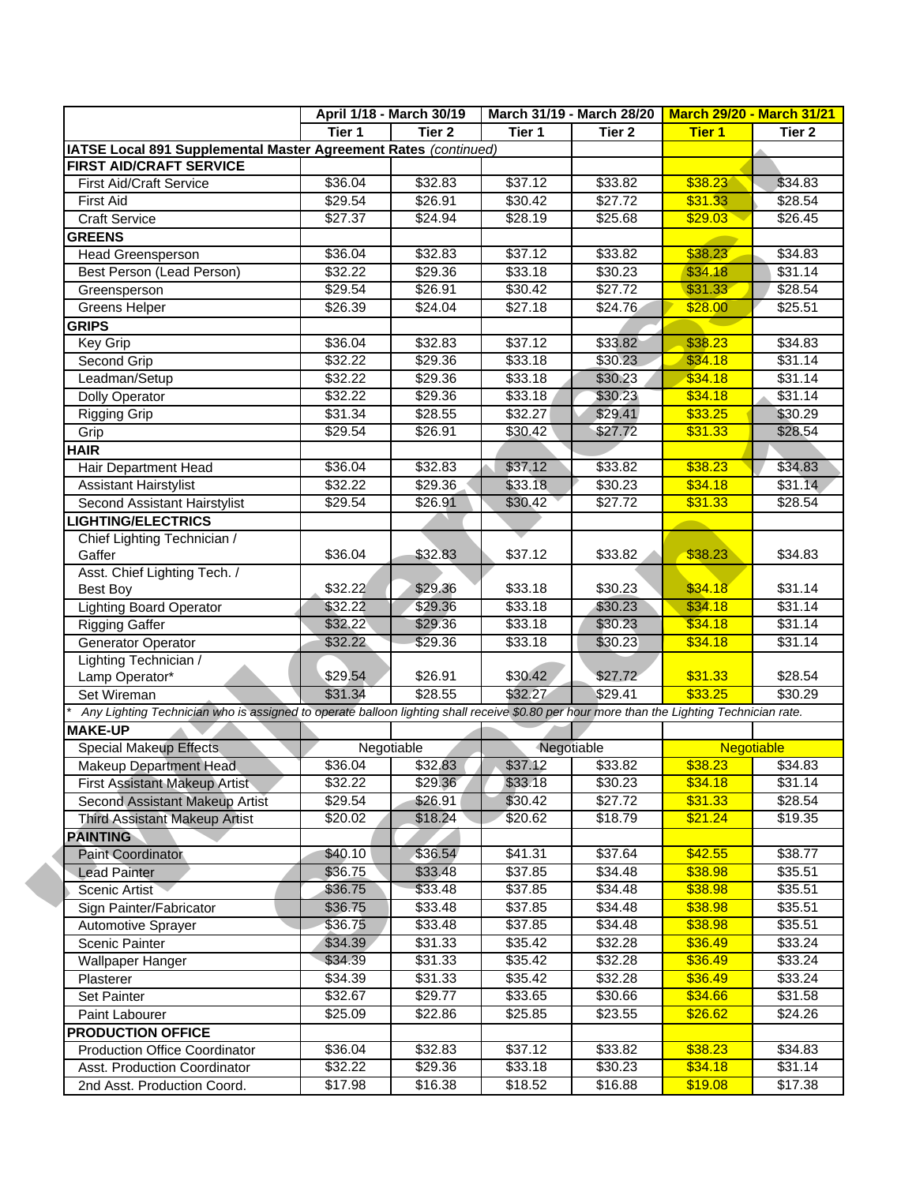| | April 1/18 - March 30/19 | | March 31/19 - March 28/20 | | March 29/20 - March 31/21 | |
|---|---|---|---|---|---|---|
| | Tier 1 | Tier 2 | Tier 1 | Tier 2 | Tier 1 | Tier 2 |
| **IATSE Local 891 Supplemental Master Agreement Rates** *(continued)* | | | | | | |
| **FIRST AID/CRAFT SERVICE** | | | | | | |
| First Aid/Craft Service | $36.04 | $32.83 | $37.12 | $33.82 | $38.23 | $34.83 |
| First Aid | $29.54 | $26.91 | $30.42 | $27.72 | $31.33 | $28.54 |
| Craft Service | $27.37 | $24.94 | $28.19 | $25.68 | $29.03 | $26.45 |
| **GREENS** | | | | | | |
| Head Greensperson | $36.04 | $32.83 | $37.12 | $33.82 | $38.23 | $34.83 |
| Best Person (Lead Person) | $32.22 | $29.36 | $33.18 | $30.23 | $34.18 | $31.14 |
| Greensperson | $29.54 | $26.91 | $30.42 | $27.72 | $31.33 | $28.54 |
| Greens Helper | $26.39 | $24.04 | $27.18 | $24.76 | $28.00 | $25.51 |
| **GRIPS** | | | | | | |
| Key Grip | $36.04 | $32.83 | $37.12 | $33.82 | $38.23 | $34.83 |
| Second Grip | $32.22 | $29.36 | $33.18 | $30.23 | $34.18 | $31.14 |
| Leadman/Setup | $32.22 | $29.36 | $33.18 | $30.23 | $34.18 | $31.14 |
| Dolly Operator | $32.22 | $29.36 | $33.18 | $30.23 | $34.18 | $31.14 |
| Rigging Grip | $31.34 | $28.55 | $32.27 | $29.41 | $33.25 | $30.29 |
| Grip | $29.54 | $26.91 | $30.42 | $27.72 | $31.33 | $28.54 |
| **HAIR** | | | | | | |
| Hair Department Head | $36.04 | $32.83 | $37.12 | $33.82 | $38.23 | $34.83 |
| Assistant Hairstylist | $32.22 | $29.36 | $33.18 | $30.23 | $34.18 | $31.14 |
| Second Assistant Hairstylist | $29.54 | $26.91 | $30.42 | $27.72 | $31.33 | $28.54 |
| **LIGHTING/ELECTRICS** | | | | | | |
| Chief Lighting Technician / Gaffer | $36.04 | $32.83 | $37.12 | $33.82 | $38.23 | $34.83 |
| Asst. Chief Lighting Tech. / Best Boy | $32.22 | $29.36 | $33.18 | $30.23 | $34.18 | $31.14 |
| Lighting Board Operator | $32.22 | $29.36 | $33.18 | $30.23 | $34.18 | $31.14 |
| Rigging Gaffer | $32.22 | $29.36 | $33.18 | $30.23 | $34.18 | $31.14 |
| Generator Operator | $32.22 | $29.36 | $33.18 | $30.23 | $34.18 | $31.14 |
| Lighting Technician / Lamp Operator* | $29.54 | $26.91 | $30.42 | $27.72 | $31.33 | $28.54 |
| Set Wireman | $31.34 | $28.55 | $32.27 | $29.41 | $33.25 | $30.29 |
| * *Any Lighting Technician who is assigned to operate balloon lighting shall receive $0.80 per hour more than the Lighting Technician rate.* | | | | | | |
| **MAKE-UP** | | | | | | |
| Special Makeup Effects | Negotiable | | Negotiable | | Negotiable | |
| Makeup Department Head | $36.04 | $32.83 | $37.12 | $33.82 | $38.23 | $34.83 |
| First Assistant Makeup Artist | $32.22 | $29.36 | $33.18 | $30.23 | $34.18 | $31.14 |
| Second Assistant Makeup Artist | $29.54 | $26.91 | $30.42 | $27.72 | $31.33 | $28.54 |
| Third Assistant Makeup Artist | $20.02 | $18.24 | $20.62 | $18.79 | $21.24 | $19.35 |
| **PAINTING** | | | | | | |
| Paint Coordinator | $40.10 | $36.54 | $41.31 | $37.64 | $42.55 | $38.77 |
| Lead Painter | $36.75 | $33.48 | $37.85 | $34.48 | $38.98 | $35.51 |
| Scenic Artist | $36.75 | $33.48 | $37.85 | $34.48 | $38.98 | $35.51 |
| Sign Painter/Fabricator | $36.75 | $33.48 | $37.85 | $34.48 | $38.98 | $35.51 |
| Automotive Sprayer | $36.75 | $33.48 | $37.85 | $34.48 | $38.98 | $35.51 |
| Scenic Painter | $34.39 | $31.33 | $35.42 | $32.28 | $36.49 | $33.24 |
| Wallpaper Hanger | $34.39 | $31.33 | $35.42 | $32.28 | $36.49 | $33.24 |
| Plasterer | $34.39 | $31.33 | $35.42 | $32.28 | $36.49 | $33.24 |
| Set Painter | $32.67 | $29.77 | $33.65 | $30.66 | $34.66 | $31.58 |
| Paint Labourer | $25.09 | $22.86 | $25.85 | $23.55 | $26.62 | $24.26 |
| **PRODUCTION OFFICE** | | | | | | |
| Production Office Coordinator | $36.04 | $32.83 | $37.12 | $33.82 | $38.23 | $34.83 |
| Asst. Production Coordinator | $32.22 | $29.36 | $33.18 | $30.23 | $34.18 | $31.14 |
| 2nd Asst. Production Coord. | $17.98 | $16.38 | $18.52 | $16.88 | $19.08 | $17.38 |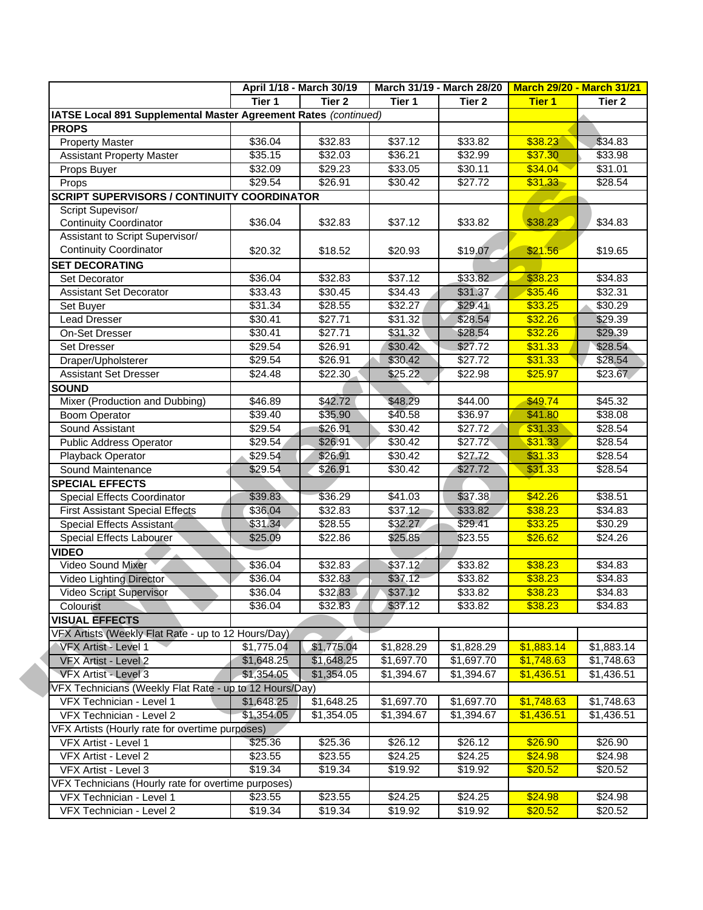| | April 1/18 - March 30/19 | | March 31/19 - March 28/20 | | March 29/20 - March 31/21 | |
|---|---|---|---|---|---|---|
| | Tier 1 | Tier 2 | Tier 1 | Tier 2 | Tier 1 | Tier 2 |
| IATSE Local 891 Supplemental Master Agreement Rates *(continued)* | | | | | | |
| **PROPS** | | | | | | |
| Property Master | $36.04 | $32.83 | $37.12 | $33.82 | $38.23 | $34.83 |
| Assistant Property Master | $35.15 | $32.03 | $36.21 | $32.99 | $37.30 | $33.98 |
| Props Buyer | $32.09 | $29.23 | $33.05 | $30.11 | $34.04 | $31.01 |
| Props | $29.54 | $26.91 | $30.42 | $27.72 | $31.33 | $28.54 |
| **SCRIPT SUPERVISORS / CONTINUITY COORDINATOR** | | | | | | |
| Script Supevisor/ Continuity Coordinator | $36.04 | $32.83 | $37.12 | $33.82 | $38.23 | $34.83 |
| Assistant to Script Supervisor/ Continuity Coordinator | $20.32 | $18.52 | $20.93 | $19.07 | $21.56 | $19.65 |
| **SET DECORATING** | | | | | | |
| Set Decorator | $36.04 | $32.83 | $37.12 | $33.82 | $38.23 | $34.83 |
| Assistant Set Decorator | $33.43 | $30.45 | $34.43 | $31.37 | $35.46 | $32.31 |
| Set Buyer | $31.34 | $28.55 | $32.27 | $29.41 | $33.25 | $30.29 |
| Lead Dresser | $30.41 | $27.71 | $31.32 | $28.54 | $32.26 | $29.39 |
| On-Set Dresser | $30.41 | $27.71 | $31.32 | $28.54 | $32.26 | $29.39 |
| Set Dresser | $29.54 | $26.91 | $30.42 | $27.72 | $31.33 | $28.54 |
| Draper/Upholsterer | $29.54 | $26.91 | $30.42 | $27.72 | $31.33 | $28.54 |
| Assistant Set Dresser | $24.48 | $22.30 | $25.22 | $22.98 | $25.97 | $23.67 |
| **SOUND** | | | | | | |
| Mixer (Production and Dubbing) | $46.89 | $42.72 | $48.29 | $44.00 | $49.74 | $45.32 |
| Boom Operator | $39.40 | $35.90 | $40.58 | $36.97 | $41.80 | $38.08 |
| Sound Assistant | $29.54 | $26.91 | $30.42 | $27.72 | $31.33 | $28.54 |
| Public Address Operator | $29.54 | $26.91 | $30.42 | $27.72 | $31.33 | $28.54 |
| Playback Operator | $29.54 | $26.91 | $30.42 | $27.72 | $31.33 | $28.54 |
| Sound Maintenance | $29.54 | $26.91 | $30.42 | $27.72 | $31.33 | $28.54 |
| **SPECIAL EFFECTS** | | | | | | |
| Special Effects Coordinator | $39.83 | $36.29 | $41.03 | $37.38 | $42.26 | $38.51 |
| First Assistant Special Effects | $36.04 | $32.83 | $37.12 | $33.82 | $38.23 | $34.83 |
| Special Effects Assistant | $31.34 | $28.55 | $32.27 | $29.41 | $33.25 | $30.29 |
| Special Effects Labourer | $25.09 | $22.86 | $25.85 | $23.55 | $26.62 | $24.26 |
| **VIDEO** | | | | | | |
| Video Sound Mixer | $36.04 | $32.83 | $37.12 | $33.82 | $38.23 | $34.83 |
| Video Lighting Director | $36.04 | $32.83 | $37.12 | $33.82 | $38.23 | $34.83 |
| Video Script Supervisor | $36.04 | $32.83 | $37.12 | $33.82 | $38.23 | $34.83 |
| Colourist | $36.04 | $32.83 | $37.12 | $33.82 | $38.23 | $34.83 |
| **VISUAL EFFECTS** | | | | | | |
| VFX Artists (Weekly Flat Rate - up to 12 Hours/Day) | | | | | | |
| VFX Artist - Level 1 | $1,775.04 | $1,775.04 | $1,828.29 | $1,828.29 | $1,883.14 | $1,883.14 |
| VFX Artist - Level 2 | $1,648.25 | $1,648.25 | $1,697.70 | $1,697.70 | $1,748.63 | $1,748.63 |
| VFX Artist - Level 3 | $1,354.05 | $1,354.05 | $1,394.67 | $1,394.67 | $1,436.51 | $1,436.51 |
| VFX Technicians (Weekly Flat Rate - up to 12 Hours/Day) | | | | | | |
| VFX Technician - Level 1 | $1,648.25 | $1,648.25 | $1,697.70 | $1,697.70 | $1,748.63 | $1,748.63 |
| VFX Technician - Level 2 | $1,354.05 | $1,354.05 | $1,394.67 | $1,394.67 | $1,436.51 | $1,436.51 |
| VFX Artists (Hourly rate for overtime purposes) | | | | | | |
| VFX Artist - Level 1 | $25.36 | $25.36 | $26.12 | $26.12 | $26.90 | $26.90 |
| VFX Artist - Level 2 | $23.55 | $23.55 | $24.25 | $24.25 | $24.98 | $24.98 |
| VFX Artist - Level 3 | $19.34 | $19.34 | $19.92 | $19.92 | $20.52 | $20.52 |
| VFX Technicians (Hourly rate for overtime purposes) | | | | | | |
| VFX Technician - Level 1 | $23.55 | $23.55 | $24.25 | $24.25 | $24.98 | $24.98 |
| VFX Technician - Level 2 | $19.34 | $19.34 | $19.92 | $19.92 | $20.52 | $20.52 |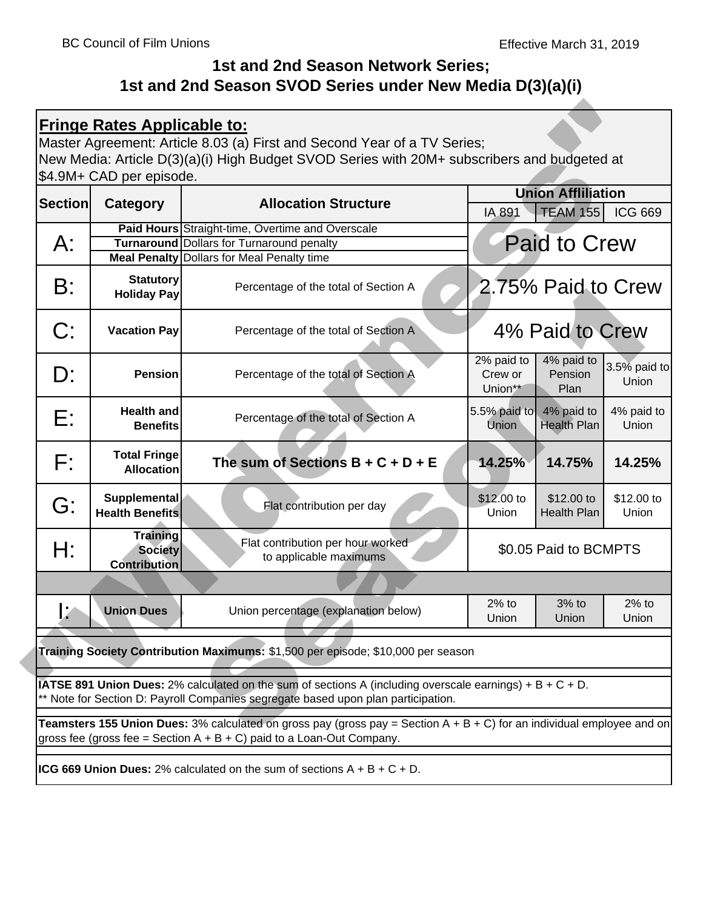BC Council of Film Unions

Effective March 31, 2019

# 1st and 2nd Season Network Series; 1st and 2nd Season SVOD Series under New Media D(3)(a)(i)

**Fringe Rates Applicable to:**

Master Agreement: Article 8.03 (a) First and Second Year of a TV Series;
New Media: Article D(3)(a)(i) High Budget SVOD Series with 20M+ subscribers and budgeted at $4.9M+ CAD per episode.

| Section | Category | | Allocation Structure | Union Affiliation | | |
|---|---|---|---|---|---|---|
| | | | | IA 891 | TEAM 155 | ICG 669 |
| A: | Paid Hours | | Straight-time, Overtime and Overscale | Paid to Crew | | |
| | Turnaround | | Dollars for Turnaround penalty | | | |
| | Meal Penalty | | Dollars for Meal Penalty time | | | |
| B: | Statutory Holiday Pay | | Percentage of the total of Section A | 2.75% Paid to Crew | | |
| C: | Vacation Pay | | Percentage of the total of Section A | 4% Paid to Crew | | |
| D: | Pension | | Percentage of the total of Section A | 2% paid to Crew or Union** | 4% paid to Pension Plan | 3.5% paid to Union |
| E: | Health and Benefits | | Percentage of the total of Section A | 5.5% paid to Union | 4% paid to Health Plan | 4% paid to Union |
| F: | Total Fringe Allocation | | **The sum of Sections B + C + D + E** | **14.25%** | **14.75%** | **14.25%** |
| G: | Supplemental Health Benefits | | Flat contribution per day | $12.00 to Union | $12.00 to Health Plan | $12.00 to Union |
| H: | Training Society Contribution | | Flat contribution per hour worked to applicable maximums | $0.05 Paid to BCMPTS | | |
| I: | Union Dues | | Union percentage (explanation below) | 2% to Union | 3% to Union | 2% to Union |

**Training Society Contribution Maximums:** $1,500 per episode; $10,000 per season

**IATSE 891 Union Dues:** 2% calculated on the sum of sections A (including overscale earnings) + B + C + D.
** Note for Section D: Payroll Companies segregate based upon plan participation.

**Teamsters 155 Union Dues:** 3% calculated on gross pay (gross pay = Section A + B + C) for an individual employee and on gross fee (gross fee = Section A + B + C) paid to a Loan-Out Company.

**ICG 669 Union Dues:** 2% calculated on the sum of sections A + B + C + D.